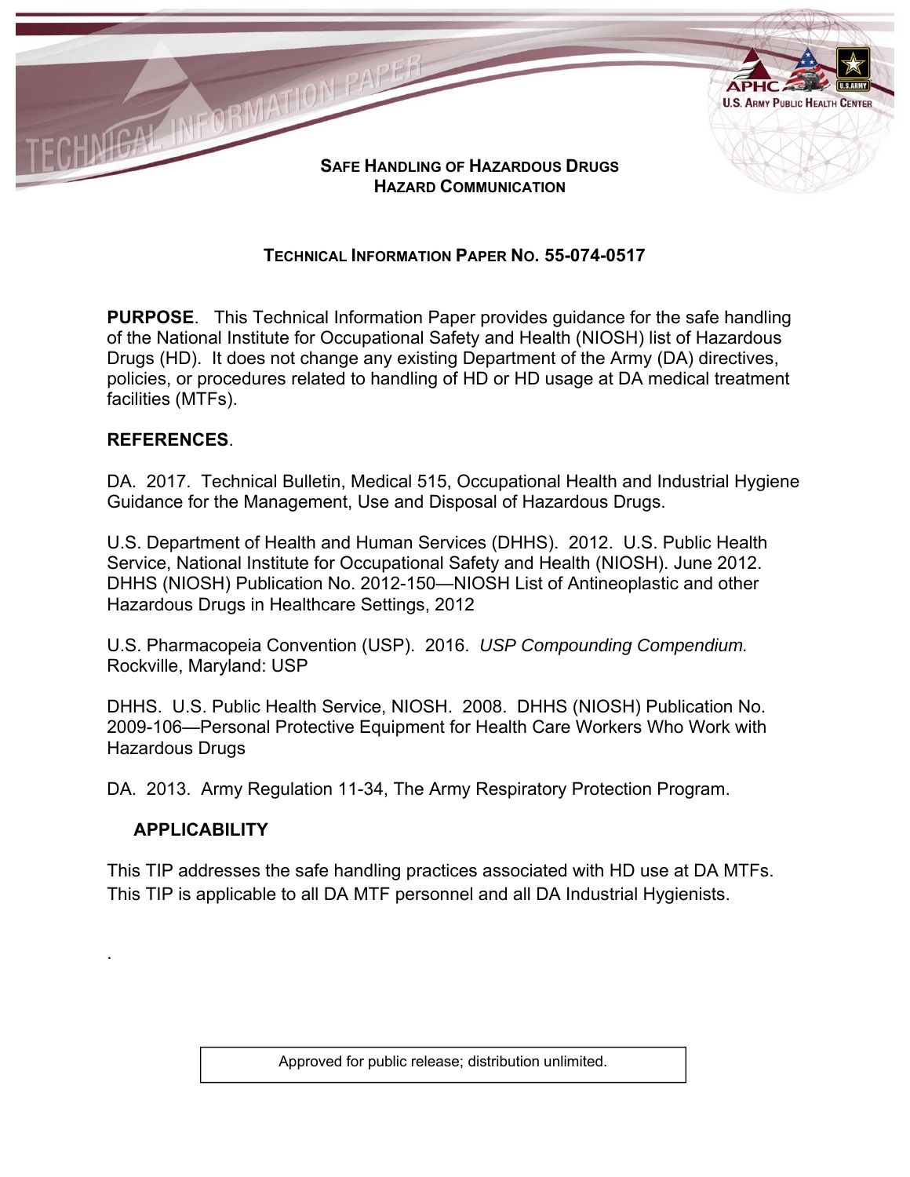# SAFE HANDLING OF HAZARDOUS DRUGS
## HAZARD COMMUNICATION

### TECHNICAL INFORMATION PAPER NO. 55-074-0517

**PURPOSE**. This Technical Information Paper provides guidance for the safe handling of the National Institute for Occupational Safety and Health (NIOSH) list of Hazardous Drugs (HD). It does not change any existing Department of the Army (DA) directives, policies, or procedures related to handling of HD or HD usage at DA medical treatment facilities (MTFs).

**REFERENCES**.

DA. 2017. Technical Bulletin, Medical 515, Occupational Health and Industrial Hygiene Guidance for the Management, Use and Disposal of Hazardous Drugs.

U.S. Department of Health and Human Services (DHHS). 2012. U.S. Public Health Service, National Institute for Occupational Safety and Health (NIOSH). June 2012. DHHS (NIOSH) Publication No. 2012-150—NIOSH List of Antineoplastic and other Hazardous Drugs in Healthcare Settings, 2012

U.S. Pharmacopeia Convention (USP). 2016. *USP Compounding Compendium.* Rockville, Maryland: USP

DHHS. U.S. Public Health Service, NIOSH. 2008. DHHS (NIOSH) Publication No. 2009-106—Personal Protective Equipment for Health Care Workers Who Work with Hazardous Drugs

DA. 2013. Army Regulation 11-34, The Army Respiratory Protection Program.

**APPLICABILITY**

This TIP addresses the safe handling practices associated with HD use at DA MTFs. This TIP is applicable to all DA MTF personnel and all DA Industrial Hygienists.

.

Approved for public release; distribution unlimited.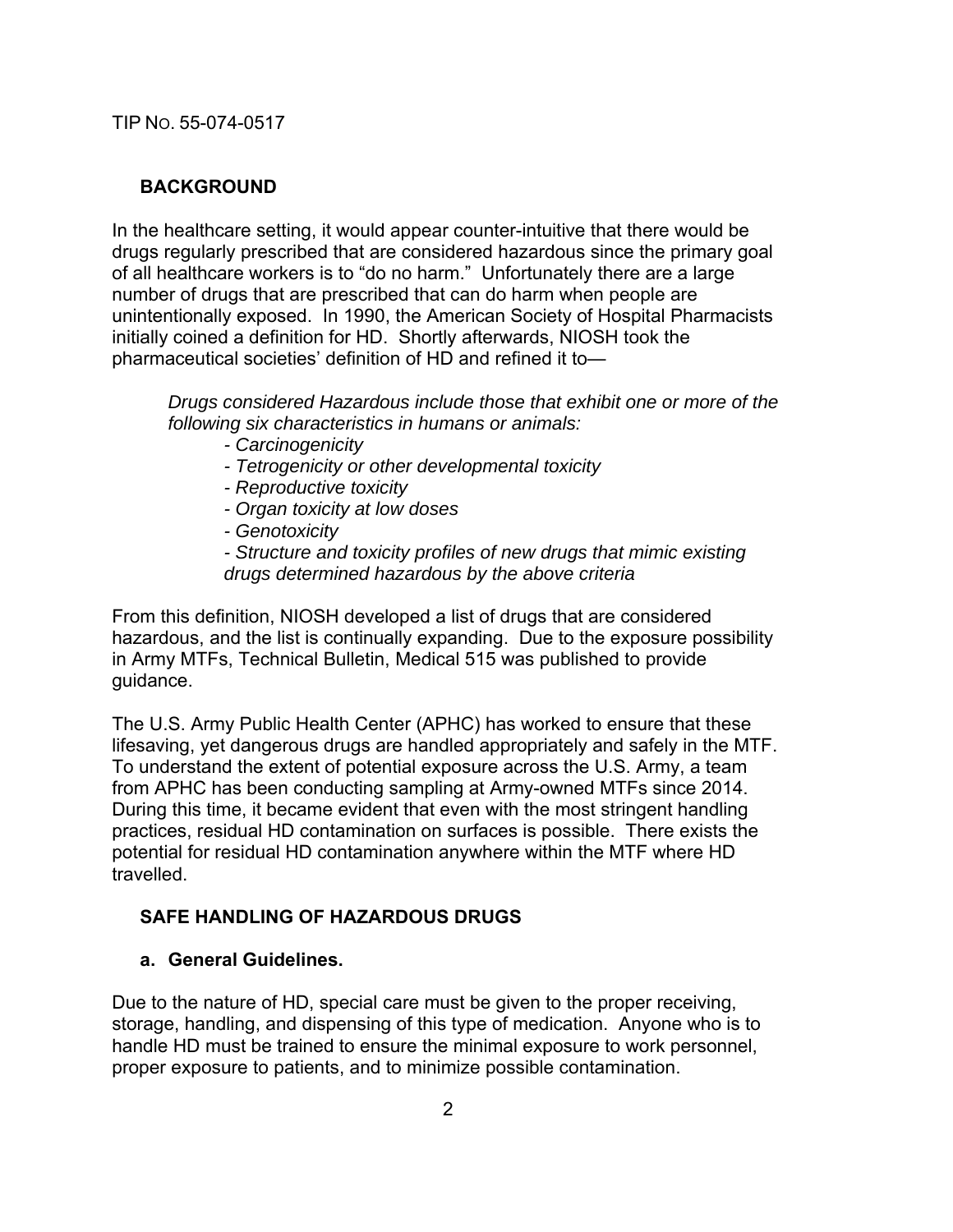## BACKGROUND

In the healthcare setting, it would appear counter-intuitive that there would be drugs regularly prescribed that are considered hazardous since the primary goal of all healthcare workers is to "do no harm." Unfortunately there are a large number of drugs that are prescribed that can do harm when people are unintentionally exposed. In 1990, the American Society of Hospital Pharmacists initially coined a definition for HD. Shortly afterwards, NIOSH took the pharmaceutical societies' definition of HD and refined it to—

> *Drugs considered Hazardous include those that exhibit one or more of the following six characteristics in humans or animals:*
>
> - *Carcinogenicity*
> - *Tetrogenicity or other developmental toxicity*
> - *Reproductive toxicity*
> - *Organ toxicity at low doses*
> - *Genotoxicity*
> - *Structure and toxicity profiles of new drugs that mimic existing drugs determined hazardous by the above criteria*

From this definition, NIOSH developed a list of drugs that are considered hazardous, and the list is continually expanding. Due to the exposure possibility in Army MTFs, Technical Bulletin, Medical 515 was published to provide guidance.

The U.S. Army Public Health Center (APHC) has worked to ensure that these lifesaving, yet dangerous drugs are handled appropriately and safely in the MTF. To understand the extent of potential exposure across the U.S. Army, a team from APHC has been conducting sampling at Army-owned MTFs since 2014. During this time, it became evident that even with the most stringent handling practices, residual HD contamination on surfaces is possible. There exists the potential for residual HD contamination anywhere within the MTF where HD travelled.

## SAFE HANDLING OF HAZARDOUS DRUGS

### a. General Guidelines.

Due to the nature of HD, special care must be given to the proper receiving, storage, handling, and dispensing of this type of medication. Anyone who is to handle HD must be trained to ensure the minimal exposure to work personnel, proper exposure to patients, and to minimize possible contamination.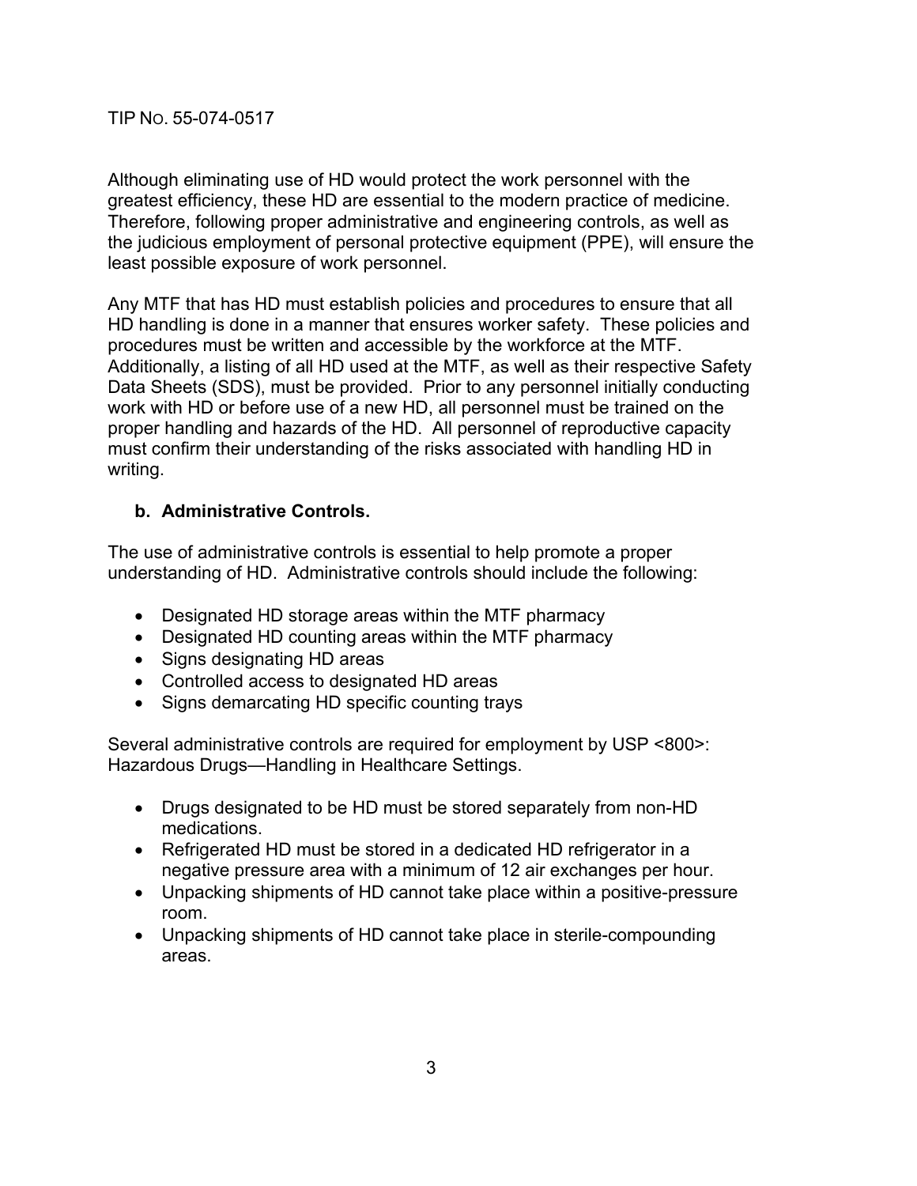Although eliminating use of HD would protect the work personnel with the greatest efficiency, these HD are essential to the modern practice of medicine. Therefore, following proper administrative and engineering controls, as well as the judicious employment of personal protective equipment (PPE), will ensure the least possible exposure of work personnel.

Any MTF that has HD must establish policies and procedures to ensure that all HD handling is done in a manner that ensures worker safety. These policies and procedures must be written and accessible by the workforce at the MTF. Additionally, a listing of all HD used at the MTF, as well as their respective Safety Data Sheets (SDS), must be provided. Prior to any personnel initially conducting work with HD or before use of a new HD, all personnel must be trained on the proper handling and hazards of the HD. All personnel of reproductive capacity must confirm their understanding of the risks associated with handling HD in writing.

### b. Administrative Controls.

The use of administrative controls is essential to help promote a proper understanding of HD. Administrative controls should include the following:

- Designated HD storage areas within the MTF pharmacy
- Designated HD counting areas within the MTF pharmacy
- Signs designating HD areas
- Controlled access to designated HD areas
- Signs demarcating HD specific counting trays

Several administrative controls are required for employment by USP <800>: Hazardous Drugs—Handling in Healthcare Settings.

- Drugs designated to be HD must be stored separately from non-HD medications.
- Refrigerated HD must be stored in a dedicated HD refrigerator in a negative pressure area with a minimum of 12 air exchanges per hour.
- Unpacking shipments of HD cannot take place within a positive-pressure room.
- Unpacking shipments of HD cannot take place in sterile-compounding areas.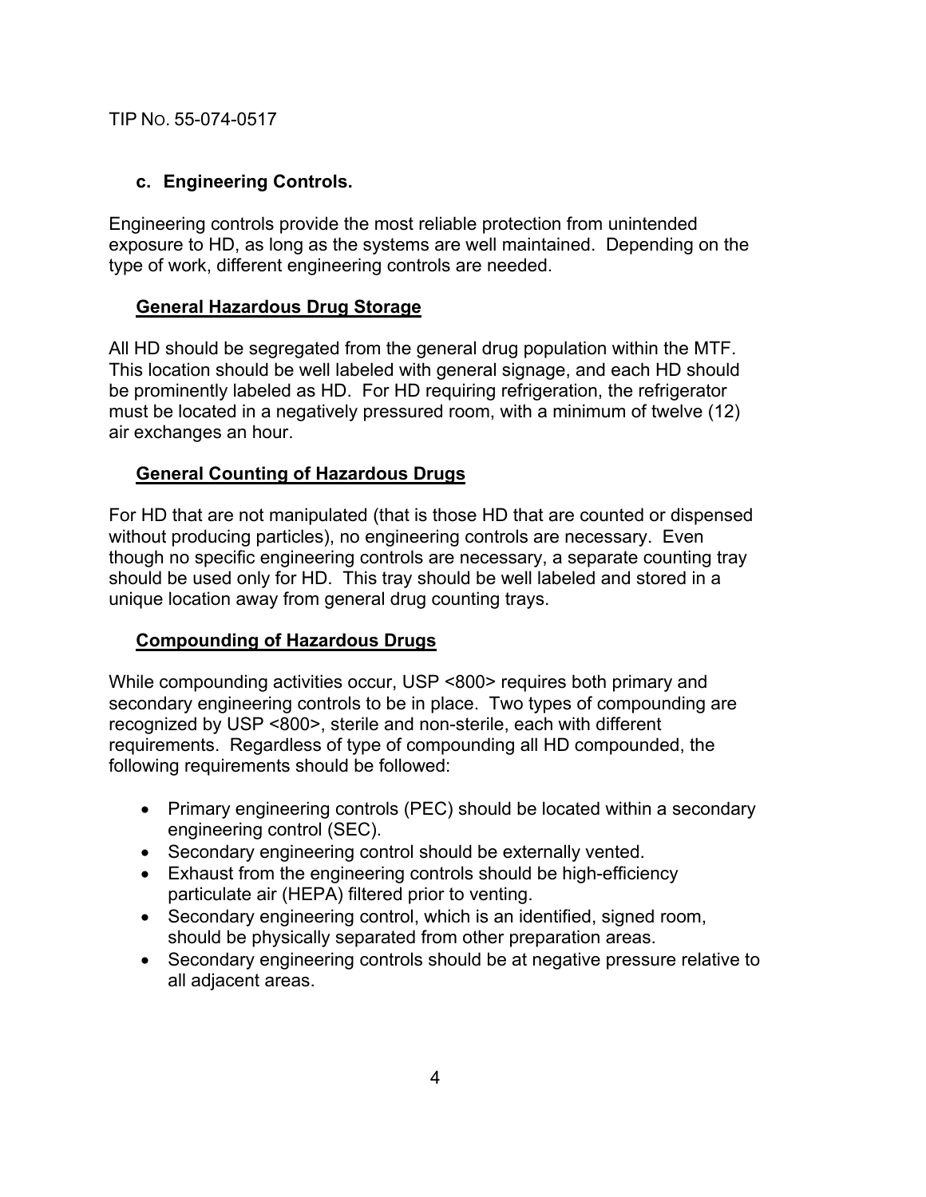### c. Engineering Controls.

Engineering controls provide the most reliable protection from unintended exposure to HD, as long as the systems are well maintained. Depending on the type of work, different engineering controls are needed.

#### General Hazardous Drug Storage

All HD should be segregated from the general drug population within the MTF. This location should be well labeled with general signage, and each HD should be prominently labeled as HD. For HD requiring refrigeration, the refrigerator must be located in a negatively pressured room, with a minimum of twelve (12) air exchanges an hour.

#### General Counting of Hazardous Drugs

For HD that are not manipulated (that is those HD that are counted or dispensed without producing particles), no engineering controls are necessary. Even though no specific engineering controls are necessary, a separate counting tray should be used only for HD. This tray should be well labeled and stored in a unique location away from general drug counting trays.

#### Compounding of Hazardous Drugs

While compounding activities occur, USP <800> requires both primary and secondary engineering controls to be in place. Two types of compounding are recognized by USP <800>, sterile and non-sterile, each with different requirements. Regardless of type of compounding all HD compounded, the following requirements should be followed:

- Primary engineering controls (PEC) should be located within a secondary engineering control (SEC).
- Secondary engineering control should be externally vented.
- Exhaust from the engineering controls should be high-efficiency particulate air (HEPA) filtered prior to venting.
- Secondary engineering control, which is an identified, signed room, should be physically separated from other preparation areas.
- Secondary engineering controls should be at negative pressure relative to all adjacent areas.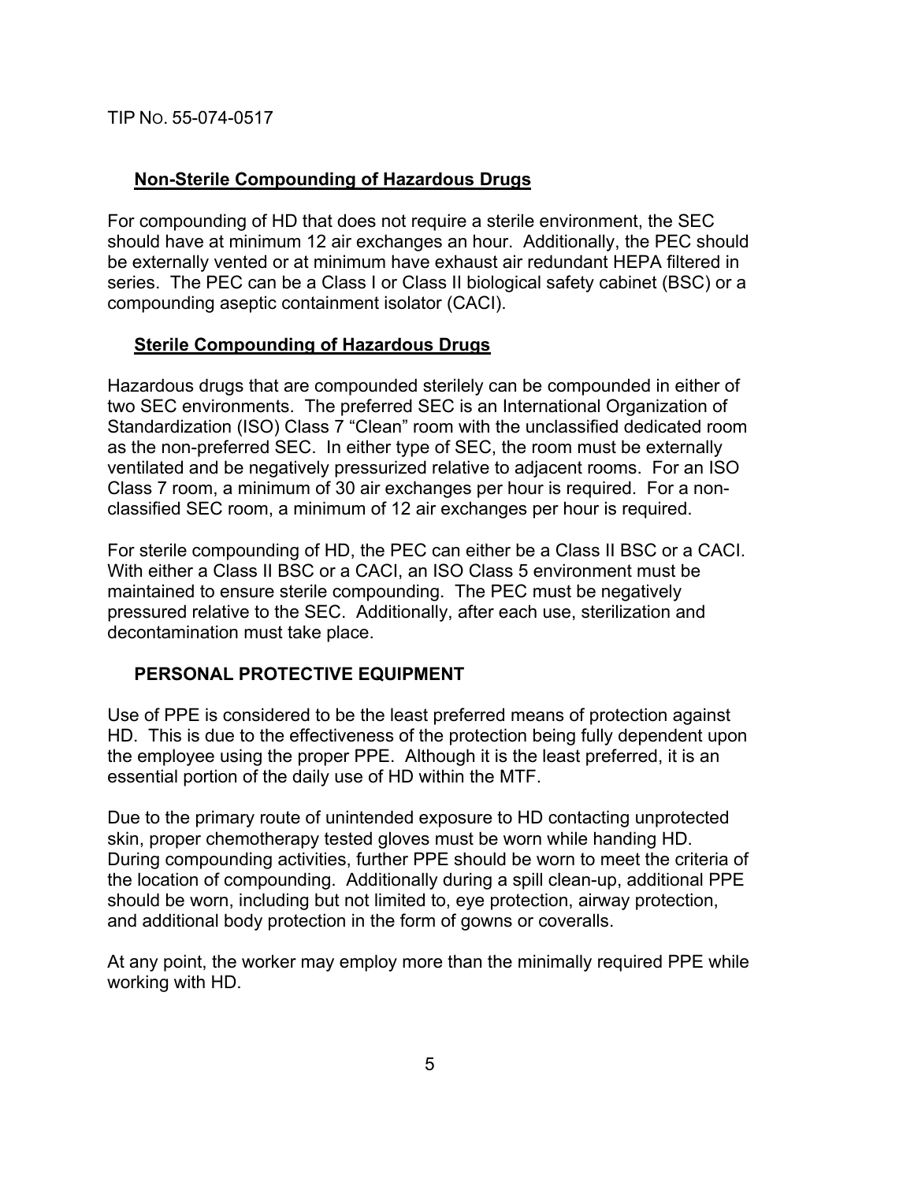### Non-Sterile Compounding of Hazardous Drugs

For compounding of HD that does not require a sterile environment, the SEC should have at minimum 12 air exchanges an hour. Additionally, the PEC should be externally vented or at minimum have exhaust air redundant HEPA filtered in series. The PEC can be a Class I or Class II biological safety cabinet (BSC) or a compounding aseptic containment isolator (CACI).

### Sterile Compounding of Hazardous Drugs

Hazardous drugs that are compounded sterilely can be compounded in either of two SEC environments. The preferred SEC is an International Organization of Standardization (ISO) Class 7 "Clean" room with the unclassified dedicated room as the non-preferred SEC. In either type of SEC, the room must be externally ventilated and be negatively pressurized relative to adjacent rooms. For an ISO Class 7 room, a minimum of 30 air exchanges per hour is required. For a non-classified SEC room, a minimum of 12 air exchanges per hour is required.

For sterile compounding of HD, the PEC can either be a Class II BSC or a CACI. With either a Class II BSC or a CACI, an ISO Class 5 environment must be maintained to ensure sterile compounding. The PEC must be negatively pressured relative to the SEC. Additionally, after each use, sterilization and decontamination must take place.

## PERSONAL PROTECTIVE EQUIPMENT

Use of PPE is considered to be the least preferred means of protection against HD. This is due to the effectiveness of the protection being fully dependent upon the employee using the proper PPE. Although it is the least preferred, it is an essential portion of the daily use of HD within the MTF.

Due to the primary route of unintended exposure to HD contacting unprotected skin, proper chemotherapy tested gloves must be worn while handing HD. During compounding activities, further PPE should be worn to meet the criteria of the location of compounding. Additionally during a spill clean-up, additional PPE should be worn, including but not limited to, eye protection, airway protection, and additional body protection in the form of gowns or coveralls.

At any point, the worker may employ more than the minimally required PPE while working with HD.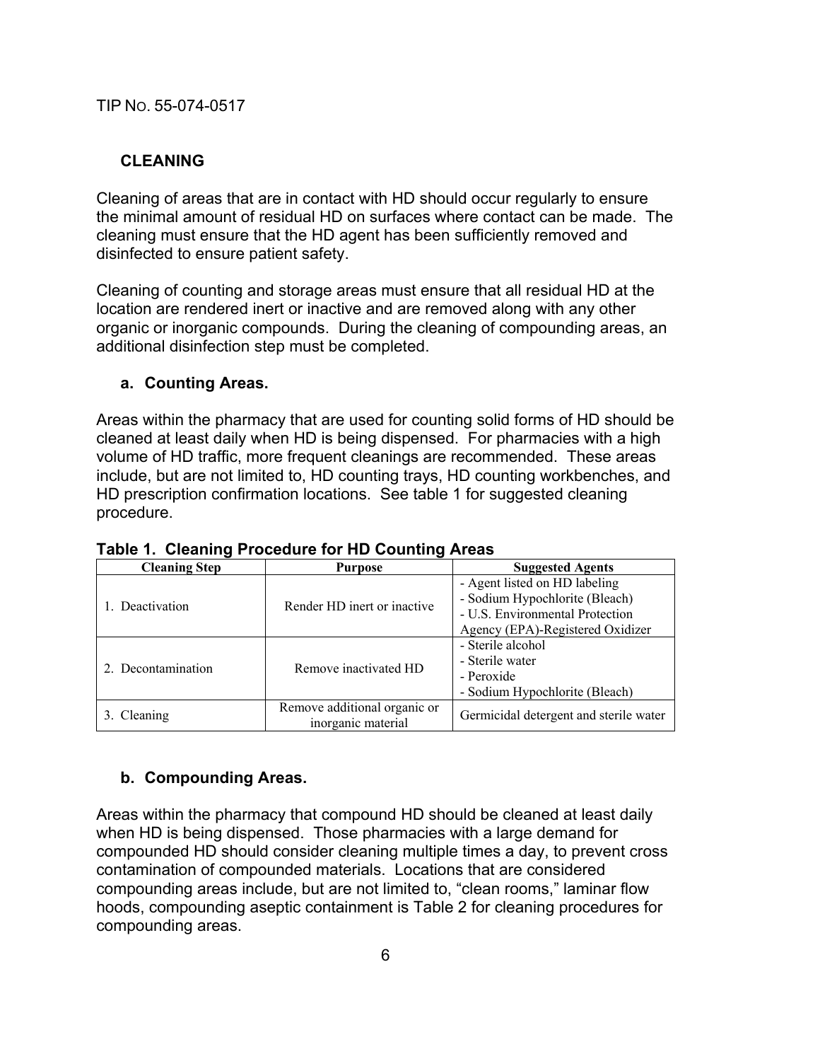## CLEANING

Cleaning of areas that are in contact with HD should occur regularly to ensure the minimal amount of residual HD on surfaces where contact can be made. The cleaning must ensure that the HD agent has been sufficiently removed and disinfected to ensure patient safety.

Cleaning of counting and storage areas must ensure that all residual HD at the location are rendered inert or inactive and are removed along with any other organic or inorganic compounds. During the cleaning of compounding areas, an additional disinfection step must be completed.

### a. Counting Areas.

Areas within the pharmacy that are used for counting solid forms of HD should be cleaned at least daily when HD is being dispensed. For pharmacies with a high volume of HD traffic, more frequent cleanings are recommended. These areas include, but are not limited to, HD counting trays, HD counting workbenches, and HD prescription confirmation locations. See table 1 for suggested cleaning procedure.

**Table 1. Cleaning Procedure for HD Counting Areas**

| Cleaning Step | Purpose | Suggested Agents |
|---|---|---|
| 1. Deactivation | Render HD inert or inactive | - Agent listed on HD labeling<br>- Sodium Hypochlorite (Bleach)<br>- U.S. Environmental Protection Agency (EPA)-Registered Oxidizer |
| 2. Decontamination | Remove inactivated HD | - Sterile alcohol<br>- Sterile water<br>- Peroxide<br>- Sodium Hypochlorite (Bleach) |
| 3. Cleaning | Remove additional organic or inorganic material | Germicidal detergent and sterile water |

### b. Compounding Areas.

Areas within the pharmacy that compound HD should be cleaned at least daily when HD is being dispensed. Those pharmacies with a large demand for compounded HD should consider cleaning multiple times a day, to prevent cross contamination of compounded materials. Locations that are considered compounding areas include, but are not limited to, "clean rooms," laminar flow hoods, compounding aseptic containment is Table 2 for cleaning procedures for compounding areas.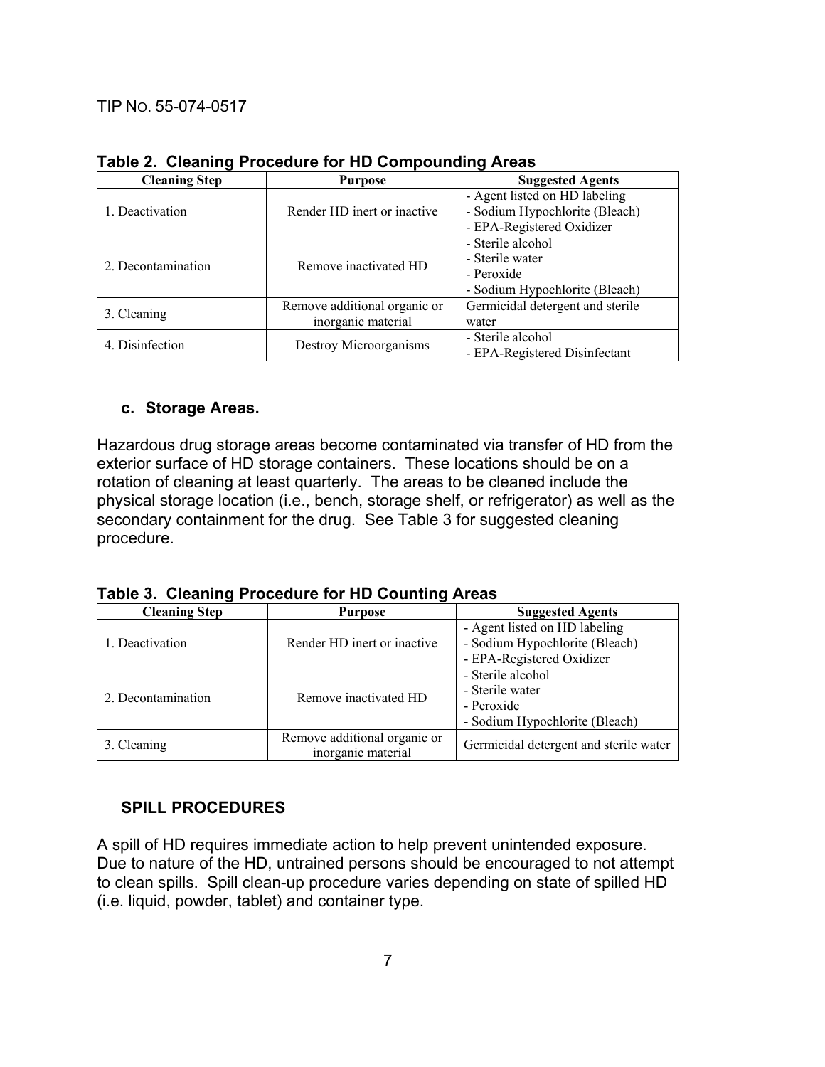TIP NO. 55-074-0517

**Table 2. Cleaning Procedure for HD Compounding Areas**

| Cleaning Step | Purpose | Suggested Agents |
|---|---|---|
| 1. Deactivation | Render HD inert or inactive | - Agent listed on HD labeling<br>- Sodium Hypochlorite (Bleach)<br>- EPA-Registered Oxidizer |
| 2. Decontamination | Remove inactivated HD | - Sterile alcohol<br>- Sterile water<br>- Peroxide<br>- Sodium Hypochlorite (Bleach) |
| 3. Cleaning | Remove additional organic or inorganic material | Germicidal detergent and sterile water |
| 4. Disinfection | Destroy Microorganisms | - Sterile alcohol<br>- EPA-Registered Disinfectant |

### c. Storage Areas.

Hazardous drug storage areas become contaminated via transfer of HD from the exterior surface of HD storage containers. These locations should be on a rotation of cleaning at least quarterly. The areas to be cleaned include the physical storage location (i.e., bench, storage shelf, or refrigerator) as well as the secondary containment for the drug. See Table 3 for suggested cleaning procedure.

**Table 3. Cleaning Procedure for HD Counting Areas**

| Cleaning Step | Purpose | Suggested Agents |
|---|---|---|
| 1. Deactivation | Render HD inert or inactive | - Agent listed on HD labeling<br>- Sodium Hypochlorite (Bleach)<br>- EPA-Registered Oxidizer |
| 2. Decontamination | Remove inactivated HD | - Sterile alcohol<br>- Sterile water<br>- Peroxide<br>- Sodium Hypochlorite (Bleach) |
| 3. Cleaning | Remove additional organic or inorganic material | Germicidal detergent and sterile water |

## SPILL PROCEDURES

A spill of HD requires immediate action to help prevent unintended exposure. Due to nature of the HD, untrained persons should be encouraged to not attempt to clean spills. Spill clean-up procedure varies depending on state of spilled HD (i.e. liquid, powder, tablet) and container type.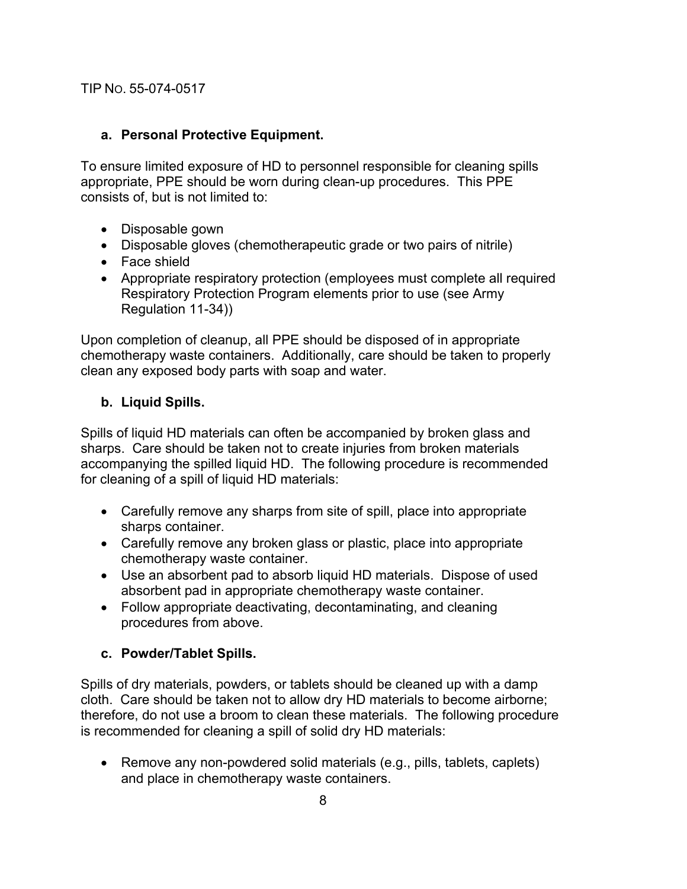**a. Personal Protective Equipment.**

To ensure limited exposure of HD to personnel responsible for cleaning spills appropriate, PPE should be worn during clean-up procedures. This PPE consists of, but is not limited to:

- Disposable gown
- Disposable gloves (chemotherapeutic grade or two pairs of nitrile)
- Face shield
- Appropriate respiratory protection (employees must complete all required Respiratory Protection Program elements prior to use (see Army Regulation 11-34))

Upon completion of cleanup, all PPE should be disposed of in appropriate chemotherapy waste containers. Additionally, care should be taken to properly clean any exposed body parts with soap and water.

**b. Liquid Spills.**

Spills of liquid HD materials can often be accompanied by broken glass and sharps. Care should be taken not to create injuries from broken materials accompanying the spilled liquid HD. The following procedure is recommended for cleaning of a spill of liquid HD materials:

- Carefully remove any sharps from site of spill, place into appropriate sharps container.
- Carefully remove any broken glass or plastic, place into appropriate chemotherapy waste container.
- Use an absorbent pad to absorb liquid HD materials. Dispose of used absorbent pad in appropriate chemotherapy waste container.
- Follow appropriate deactivating, decontaminating, and cleaning procedures from above.

**c. Powder/Tablet Spills.**

Spills of dry materials, powders, or tablets should be cleaned up with a damp cloth. Care should be taken not to allow dry HD materials to become airborne; therefore, do not use a broom to clean these materials. The following procedure is recommended for cleaning a spill of solid dry HD materials:

- Remove any non-powdered solid materials (e.g., pills, tablets, caplets) and place in chemotherapy waste containers.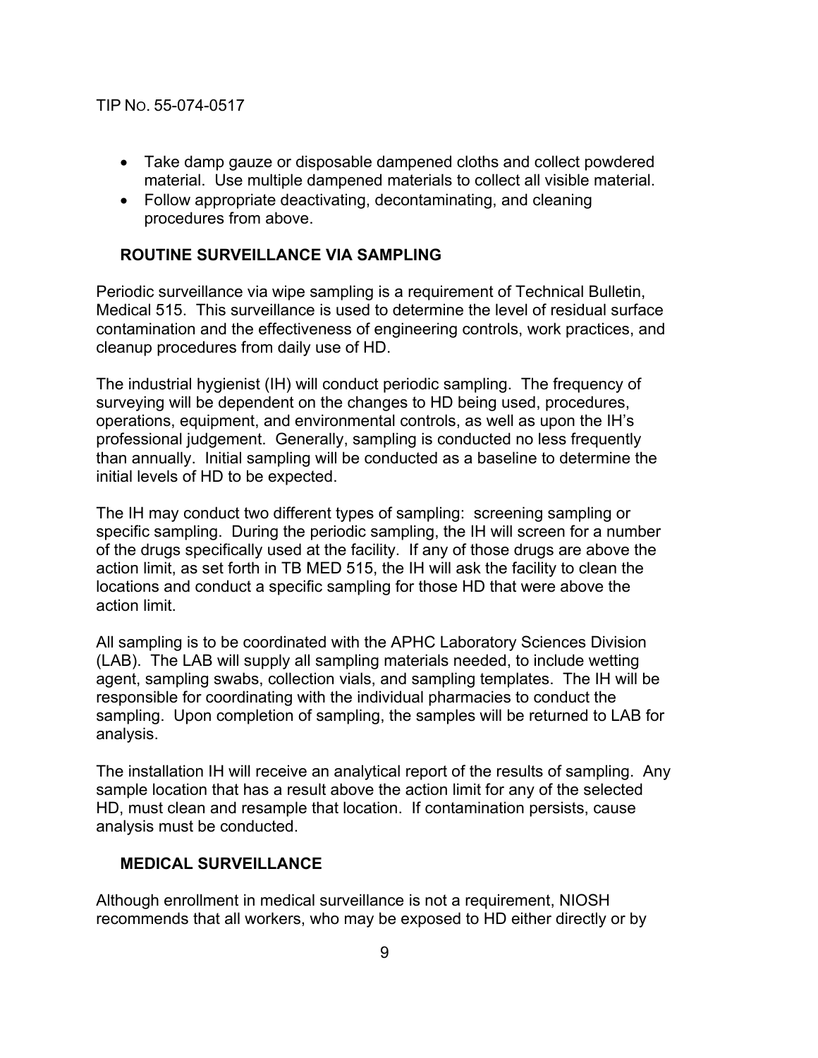- Take damp gauze or disposable dampened cloths and collect powdered material. Use multiple dampened materials to collect all visible material.
- Follow appropriate deactivating, decontaminating, and cleaning procedures from above.

## ROUTINE SURVEILLANCE VIA SAMPLING

Periodic surveillance via wipe sampling is a requirement of Technical Bulletin, Medical 515. This surveillance is used to determine the level of residual surface contamination and the effectiveness of engineering controls, work practices, and cleanup procedures from daily use of HD.

The industrial hygienist (IH) will conduct periodic sampling. The frequency of surveying will be dependent on the changes to HD being used, procedures, operations, equipment, and environmental controls, as well as upon the IH's professional judgement. Generally, sampling is conducted no less frequently than annually. Initial sampling will be conducted as a baseline to determine the initial levels of HD to be expected.

The IH may conduct two different types of sampling: screening sampling or specific sampling. During the periodic sampling, the IH will screen for a number of the drugs specifically used at the facility. If any of those drugs are above the action limit, as set forth in TB MED 515, the IH will ask the facility to clean the locations and conduct a specific sampling for those HD that were above the action limit.

All sampling is to be coordinated with the APHC Laboratory Sciences Division (LAB). The LAB will supply all sampling materials needed, to include wetting agent, sampling swabs, collection vials, and sampling templates. The IH will be responsible for coordinating with the individual pharmacies to conduct the sampling. Upon completion of sampling, the samples will be returned to LAB for analysis.

The installation IH will receive an analytical report of the results of sampling. Any sample location that has a result above the action limit for any of the selected HD, must clean and resample that location. If contamination persists, cause analysis must be conducted.

## MEDICAL SURVEILLANCE

Although enrollment in medical surveillance is not a requirement, NIOSH recommends that all workers, who may be exposed to HD either directly or by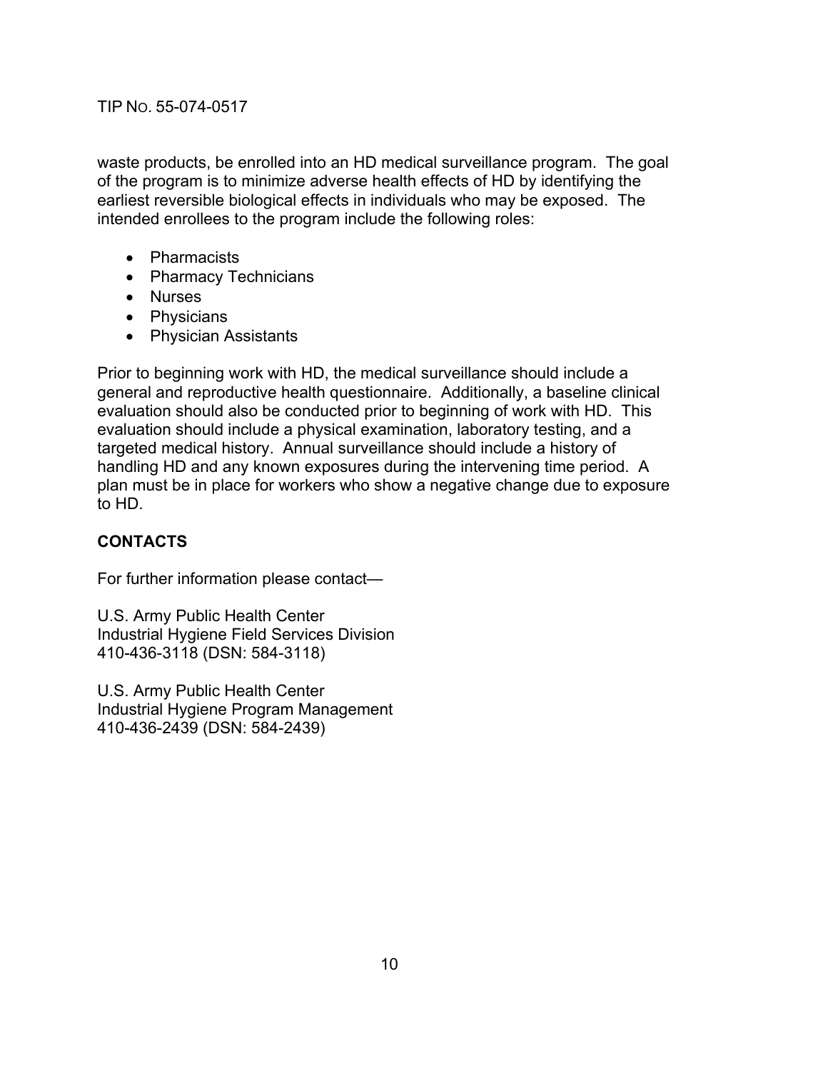waste products, be enrolled into an HD medical surveillance program. The goal of the program is to minimize adverse health effects of HD by identifying the earliest reversible biological effects in individuals who may be exposed. The intended enrollees to the program include the following roles:

- Pharmacists
- Pharmacy Technicians
- Nurses
- Physicians
- Physician Assistants

Prior to beginning work with HD, the medical surveillance should include a general and reproductive health questionnaire. Additionally, a baseline clinical evaluation should also be conducted prior to beginning of work with HD. This evaluation should include a physical examination, laboratory testing, and a targeted medical history. Annual surveillance should include a history of handling HD and any known exposures during the intervening time period. A plan must be in place for workers who show a negative change due to exposure to HD.

## CONTACTS

For further information please contact—

U.S. Army Public Health Center  
Industrial Hygiene Field Services Division  
410-436-3118 (DSN: 584-3118)

U.S. Army Public Health Center  
Industrial Hygiene Program Management  
410-436-2439 (DSN: 584-2439)